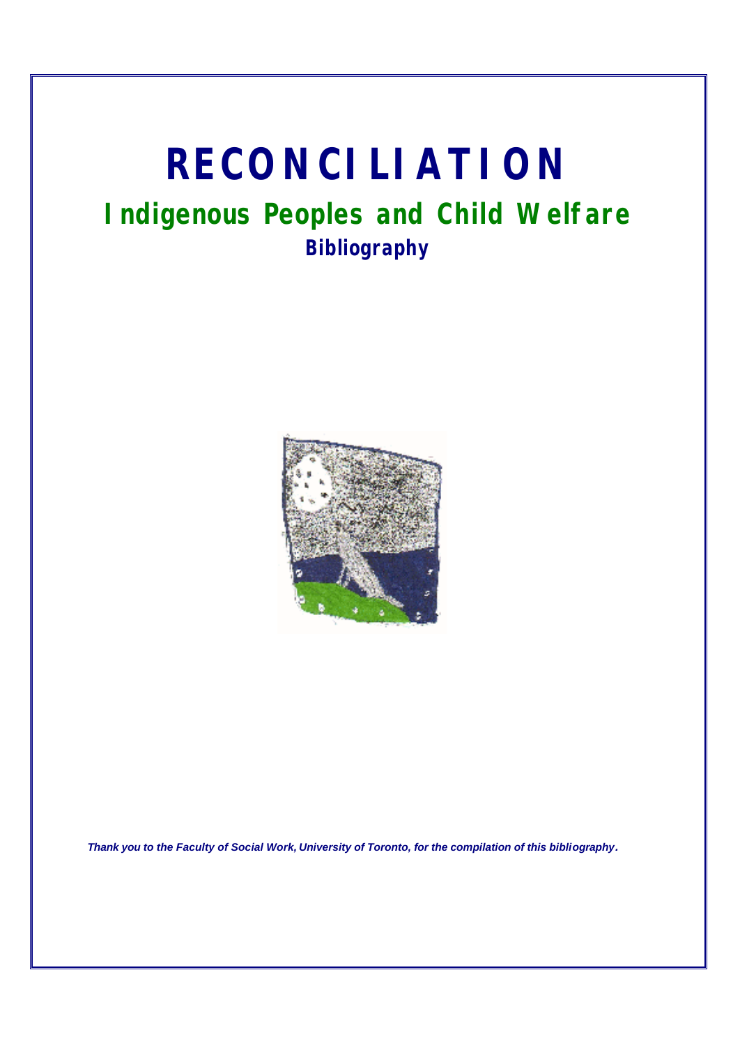# RECONCILIATION

## Indigenous Peoples and Child Welfare

### Bibliography

***Thank you to the Faculty of Social Work, University of Toronto, for the compilation of this bibliography.***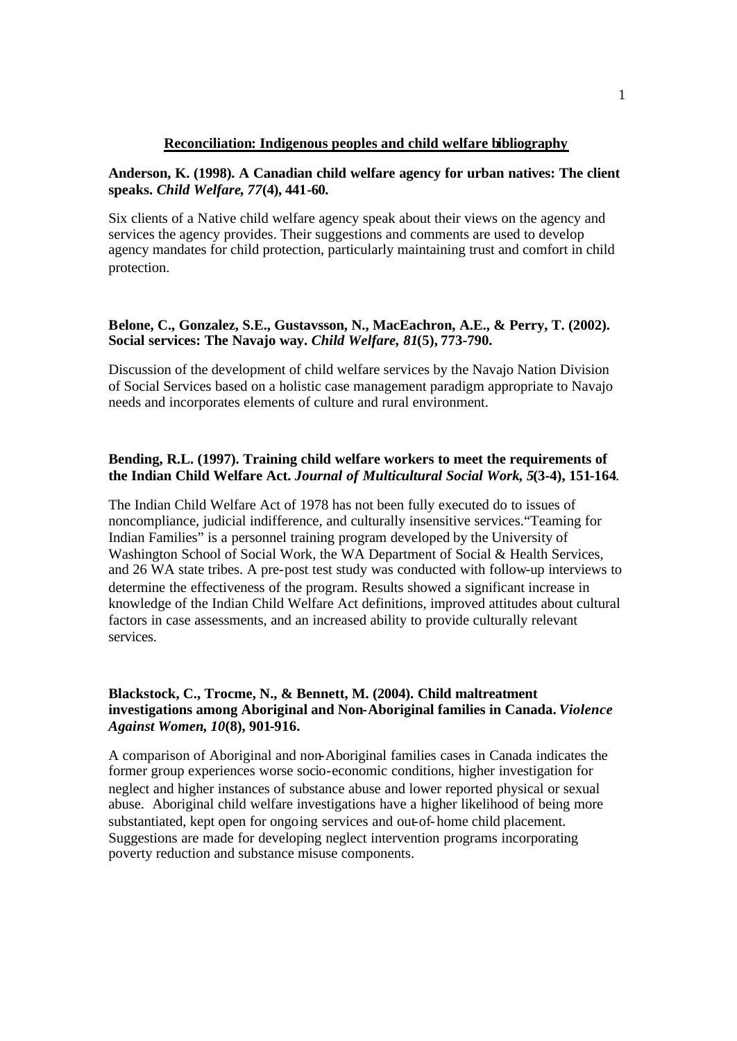**Reconciliation: Indigenous peoples and child welfare bibliography**

**Anderson, K. (1998). A Canadian child welfare agency for urban natives: The client speaks. *Child Welfare, 77*(4), 441-60.**

Six clients of a Native child welfare agency speak about their views on the agency and services the agency provides. Their suggestions and comments are used to develop agency mandates for child protection, particularly maintaining trust and comfort in child protection.

**Belone, C., Gonzalez, S.E., Gustavsson, N., MacEachron, A.E., & Perry, T. (2002). Social services: The Navajo way. *Child Welfare, 81*(5), 773-790.**

Discussion of the development of child welfare services by the Navajo Nation Division of Social Services based on a holistic case management paradigm appropriate to Navajo needs and incorporates elements of culture and rural environment.

**Bending, R.L. (1997). Training child welfare workers to meet the requirements of the Indian Child Welfare Act. *Journal of Multicultural Social Work, 5*(3-4), 151-164.**

The Indian Child Welfare Act of 1978 has not been fully executed do to issues of noncompliance, judicial indifference, and culturally insensitive services."Teaming for Indian Families" is a personnel training program developed by the University of Washington School of Social Work, the WA Department of Social & Health Services, and 26 WA state tribes. A pre-post test study was conducted with follow-up interviews to determine the effectiveness of the program. Results showed a significant increase in knowledge of the Indian Child Welfare Act definitions, improved attitudes about cultural factors in case assessments, and an increased ability to provide culturally relevant services.

**Blackstock, C., Trocme, N., & Bennett, M. (2004). Child maltreatment investigations among Aboriginal and Non-Aboriginal families in Canada. *Violence Against Women, 10*(8), 901-916.**

A comparison of Aboriginal and non-Aboriginal families cases in Canada indicates the former group experiences worse socio-economic conditions, higher investigation for neglect and higher instances of substance abuse and lower reported physical or sexual abuse. Aboriginal child welfare investigations have a higher likelihood of being more substantiated, kept open for ongoing services and out-of-home child placement. Suggestions are made for developing neglect intervention programs incorporating poverty reduction and substance misuse components.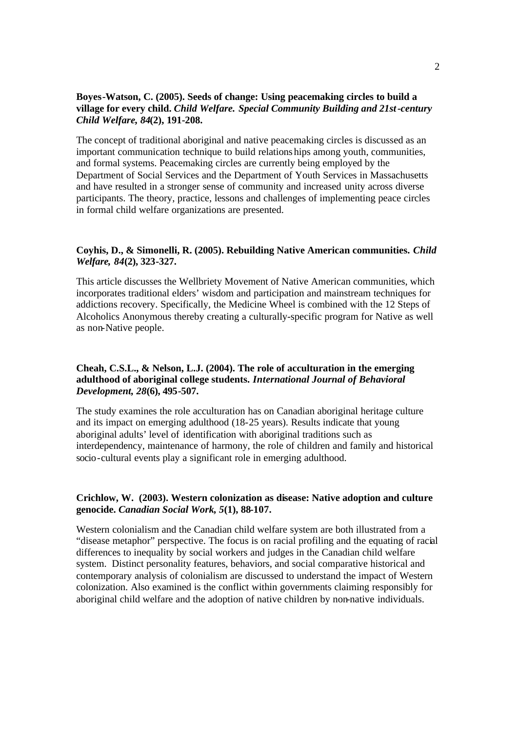**Boyes-Watson, C. (2005). Seeds of change: Using peacemaking circles to build a village for every child. *Child Welfare. Special Community Building and 21st-century Child Welfare, 84*(2), 191-208.**

The concept of traditional aboriginal and native peacemaking circles is discussed as an important communication technique to build relationships among youth, communities, and formal systems. Peacemaking circles are currently being employed by the Department of Social Services and the Department of Youth Services in Massachusetts and have resulted in a stronger sense of community and increased unity across diverse participants. The theory, practice, lessons and challenges of implementing peace circles in formal child welfare organizations are presented.

**Coyhis, D., & Simonelli, R. (2005). Rebuilding Native American communities. *Child Welfare, 84*(2), 323-327.**

This article discusses the Wellbriety Movement of Native American communities, which incorporates traditional elders' wisdom and participation and mainstream techniques for addictions recovery. Specifically, the Medicine Wheel is combined with the 12 Steps of Alcoholics Anonymous thereby creating a culturally-specific program for Native as well as non-Native people.

**Cheah, C.S.L., & Nelson, L.J. (2004). The role of acculturation in the emerging adulthood of aboriginal college students. *International Journal of Behavioral Development, 28*(6), 495-507.**

The study examines the role acculturation has on Canadian aboriginal heritage culture and its impact on emerging adulthood (18-25 years). Results indicate that young aboriginal adults' level of identification with aboriginal traditions such as interdependency, maintenance of harmony, the role of children and family and historical socio-cultural events play a significant role in emerging adulthood.

**Crichlow, W. (2003). Western colonization as disease: Native adoption and culture genocide. *Canadian Social Work, 5*(1), 88-107.**

Western colonialism and the Canadian child welfare system are both illustrated from a "disease metaphor" perspective. The focus is on racial profiling and the equating of racial differences to inequality by social workers and judges in the Canadian child welfare system. Distinct personality features, behaviors, and social comparative historical and contemporary analysis of colonialism are discussed to understand the impact of Western colonization. Also examined is the conflict within governments claiming responsibly for aboriginal child welfare and the adoption of native children by non-native individuals.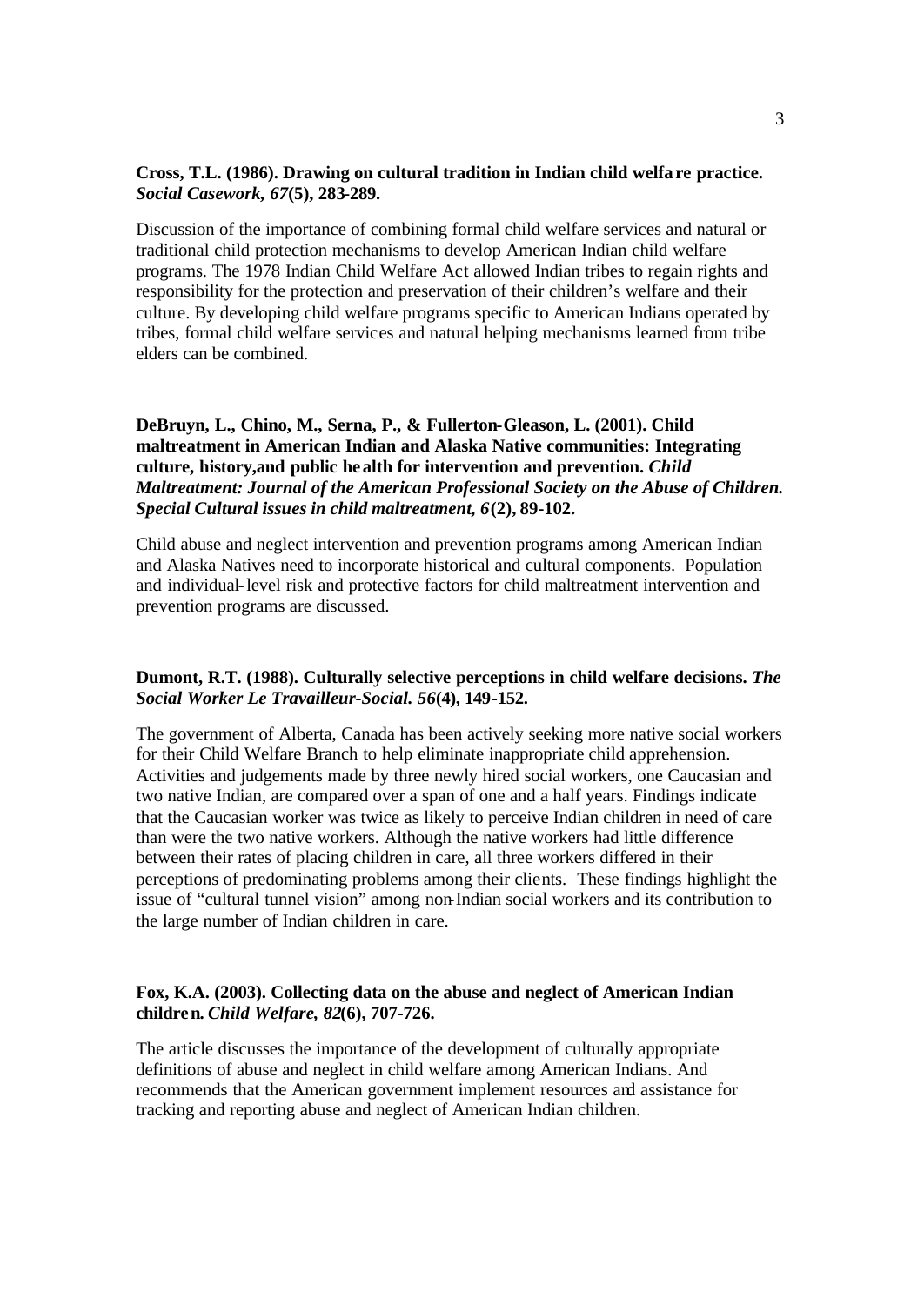**Cross, T.L. (1986). Drawing on cultural tradition in Indian child welfare practice. *Social Casework, 67*(5), 283-289.**

Discussion of the importance of combining formal child welfare services and natural or traditional child protection mechanisms to develop American Indian child welfare programs. The 1978 Indian Child Welfare Act allowed Indian tribes to regain rights and responsibility for the protection and preservation of their children's welfare and their culture. By developing child welfare programs specific to American Indians operated by tribes, formal child welfare services and natural helping mechanisms learned from tribe elders can be combined.

**DeBruyn, L., Chino, M., Serna, P., & Fullerton-Gleason, L. (2001). Child maltreatment in American Indian and Alaska Native communities: Integrating culture, history,and public health for intervention and prevention. *Child Maltreatment: Journal of the American Professional Society on the Abuse of Children. Special Cultural issues in child maltreatment, 6*(2), 89-102.**

Child abuse and neglect intervention and prevention programs among American Indian and Alaska Natives need to incorporate historical and cultural components. Population and individual-level risk and protective factors for child maltreatment intervention and prevention programs are discussed.

**Dumont, R.T. (1988). Culturally selective perceptions in child welfare decisions. *The Social Worker Le Travailleur-Social. 56*(4), 149-152.**

The government of Alberta, Canada has been actively seeking more native social workers for their Child Welfare Branch to help eliminate inappropriate child apprehension. Activities and judgements made by three newly hired social workers, one Caucasian and two native Indian, are compared over a span of one and a half years. Findings indicate that the Caucasian worker was twice as likely to perceive Indian children in need of care than were the two native workers. Although the native workers had little difference between their rates of placing children in care, all three workers differed in their perceptions of predominating problems among their clients. These findings highlight the issue of "cultural tunnel vision" among non-Indian social workers and its contribution to the large number of Indian children in care.

**Fox, K.A. (2003). Collecting data on the abuse and neglect of American Indian children. *Child Welfare, 82*(6), 707-726.**

The article discusses the importance of the development of culturally appropriate definitions of abuse and neglect in child welfare among American Indians. And recommends that the American government implement resources and assistance for tracking and reporting abuse and neglect of American Indian children.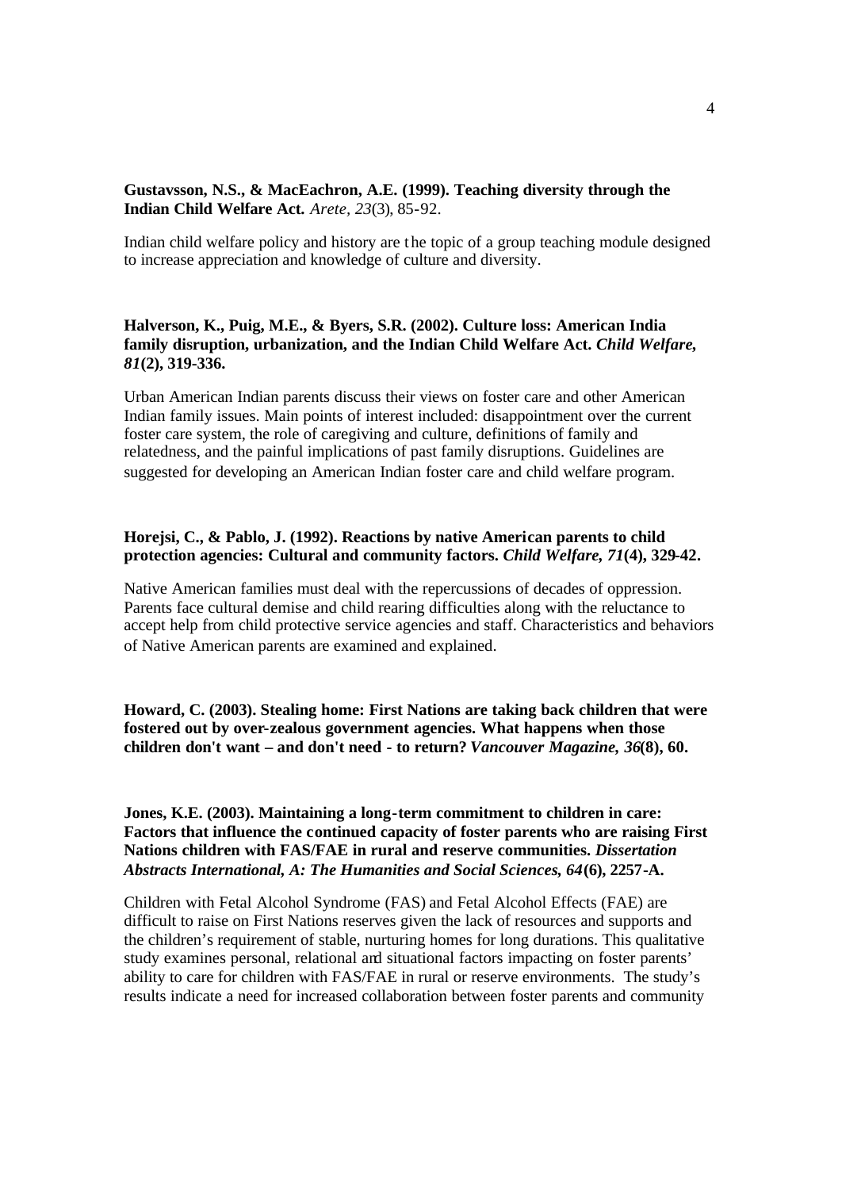**Gustavsson, N.S., & MacEachron, A.E. (1999). Teaching diversity through the Indian Child Welfare Act.** *Arete, 23*(3), 85-92.

Indian child welfare policy and history are the topic of a group teaching module designed to increase appreciation and knowledge of culture and diversity.

**Halverson, K., Puig, M.E., & Byers, S.R. (2002). Culture loss: American India family disruption, urbanization, and the Indian Child Welfare Act.** ***Child Welfare, 81*(2), 319-336.**

Urban American Indian parents discuss their views on foster care and other American Indian family issues. Main points of interest included: disappointment over the current foster care system, the role of caregiving and culture, definitions of family and relatedness, and the painful implications of past family disruptions. Guidelines are suggested for developing an American Indian foster care and child welfare program.

**Horejsi, C., & Pablo, J. (1992). Reactions by native American parents to child protection agencies: Cultural and community factors.** ***Child Welfare, 71*(4), 329-42.**

Native American families must deal with the repercussions of decades of oppression. Parents face cultural demise and child rearing difficulties along with the reluctance to accept help from child protective service agencies and staff. Characteristics and behaviors of Native American parents are examined and explained.

**Howard, C. (2003). Stealing home: First Nations are taking back children that were fostered out by over-zealous government agencies. What happens when those children don't want – and don't need - to return?** ***Vancouver Magazine, 36*(8), 60.**

**Jones, K.E. (2003). Maintaining a long-term commitment to children in care: Factors that influence the continued capacity of foster parents who are raising First Nations children with FAS/FAE in rural and reserve communities.** ***Dissertation Abstracts International, A: The Humanities and Social Sciences, 64*(6), 2257-A.**

Children with Fetal Alcohol Syndrome (FAS) and Fetal Alcohol Effects (FAE) are difficult to raise on First Nations reserves given the lack of resources and supports and the children's requirement of stable, nurturing homes for long durations. This qualitative study examines personal, relational and situational factors impacting on foster parents' ability to care for children with FAS/FAE in rural or reserve environments. The study's results indicate a need for increased collaboration between foster parents and community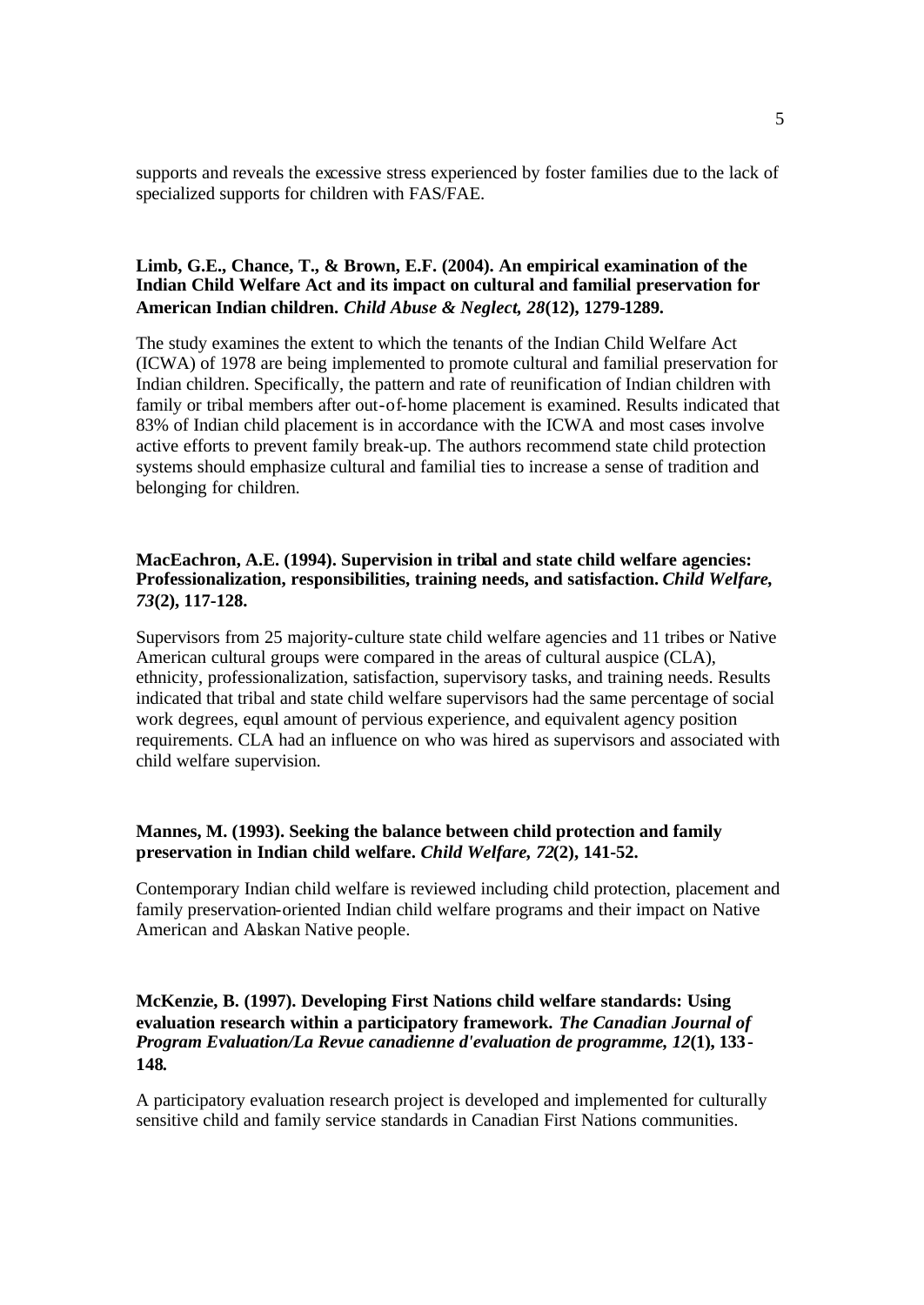supports and reveals the excessive stress experienced by foster families due to the lack of specialized supports for children with FAS/FAE.

**Limb, G.E., Chance, T., & Brown, E.F. (2004). An empirical examination of the Indian Child Welfare Act and its impact on cultural and familial preservation for American Indian children. *Child Abuse & Neglect, 28*(12), 1279-1289.**

The study examines the extent to which the tenants of the Indian Child Welfare Act (ICWA) of 1978 are being implemented to promote cultural and familial preservation for Indian children. Specifically, the pattern and rate of reunification of Indian children with family or tribal members after out-of-home placement is examined. Results indicated that 83% of Indian child placement is in accordance with the ICWA and most cases involve active efforts to prevent family break-up. The authors recommend state child protection systems should emphasize cultural and familial ties to increase a sense of tradition and belonging for children.

**MacEachron, A.E. (1994). Supervision in tribal and state child welfare agencies: Professionalization, responsibilities, training needs, and satisfaction. *Child Welfare, 73*(2), 117-128.**

Supervisors from 25 majority-culture state child welfare agencies and 11 tribes or Native American cultural groups were compared in the areas of cultural auspice (CLA), ethnicity, professionalization, satisfaction, supervisory tasks, and training needs. Results indicated that tribal and state child welfare supervisors had the same percentage of social work degrees, equal amount of pervious experience, and equivalent agency position requirements. CLA had an influence on who was hired as supervisors and associated with child welfare supervision.

**Mannes, M. (1993). Seeking the balance between child protection and family preservation in Indian child welfare. *Child Welfare, 72*(2), 141-52.**

Contemporary Indian child welfare is reviewed including child protection, placement and family preservation-oriented Indian child welfare programs and their impact on Native American and Alaskan Native people.

**McKenzie, B. (1997). Developing First Nations child welfare standards: Using evaluation research within a participatory framework. *The Canadian Journal of Program Evaluation/La Revue canadienne d'evaluation de programme, 12*(1), 133-148.**

A participatory evaluation research project is developed and implemented for culturally sensitive child and family service standards in Canadian First Nations communities.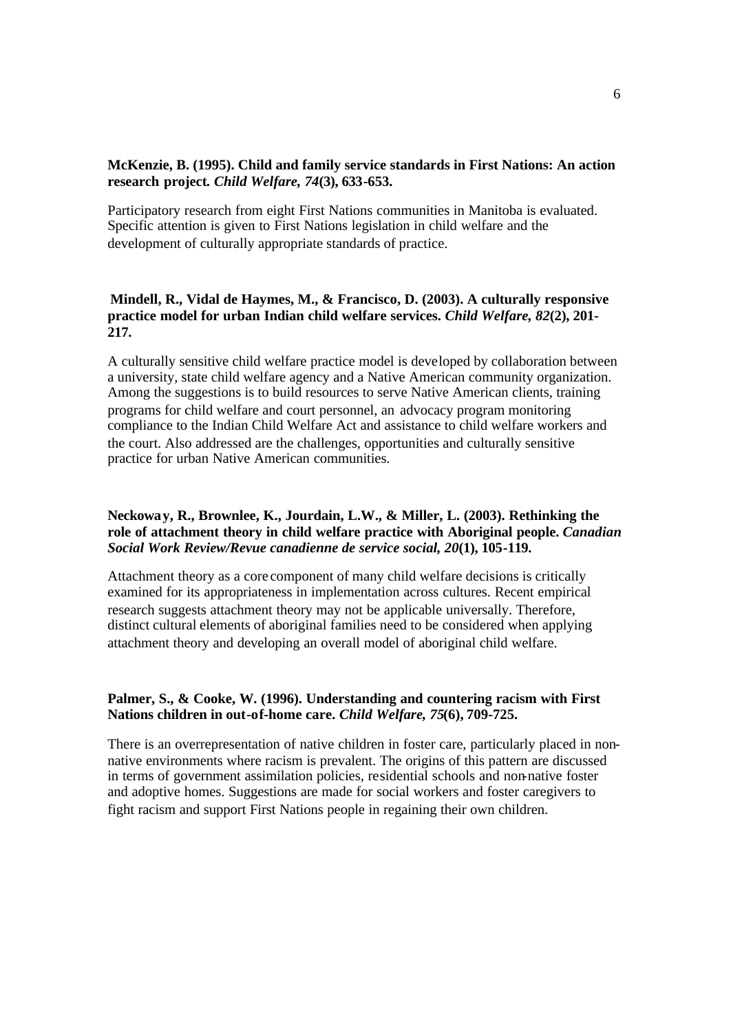**McKenzie, B. (1995). Child and family service standards in First Nations: An action research project. *Child Welfare, 74*(3), 633-653.**

Participatory research from eight First Nations communities in Manitoba is evaluated. Specific attention is given to First Nations legislation in child welfare and the development of culturally appropriate standards of practice.

**Mindell, R., Vidal de Haymes, M., & Francisco, D. (2003). A culturally responsive practice model for urban Indian child welfare services. *Child Welfare, 82*(2), 201-217.**

A culturally sensitive child welfare practice model is developed by collaboration between a university, state child welfare agency and a Native American community organization. Among the suggestions is to build resources to serve Native American clients, training programs for child welfare and court personnel, an advocacy program monitoring compliance to the Indian Child Welfare Act and assistance to child welfare workers and the court. Also addressed are the challenges, opportunities and culturally sensitive practice for urban Native American communities.

**Neckoway, R., Brownlee, K., Jourdain, L.W., & Miller, L. (2003). Rethinking the role of attachment theory in child welfare practice with Aboriginal people. *Canadian Social Work Review/Revue canadienne de service social, 20*(1), 105-119.**

Attachment theory as a core component of many child welfare decisions is critically examined for its appropriateness in implementation across cultures. Recent empirical research suggests attachment theory may not be applicable universally. Therefore, distinct cultural elements of aboriginal families need to be considered when applying attachment theory and developing an overall model of aboriginal child welfare.

**Palmer, S., & Cooke, W. (1996). Understanding and countering racism with First Nations children in out-of-home care. *Child Welfare, 75*(6), 709-725.**

There is an overrepresentation of native children in foster care, particularly placed in non-native environments where racism is prevalent. The origins of this pattern are discussed in terms of government assimilation policies, residential schools and non-native foster and adoptive homes. Suggestions are made for social workers and foster caregivers to fight racism and support First Nations people in regaining their own children.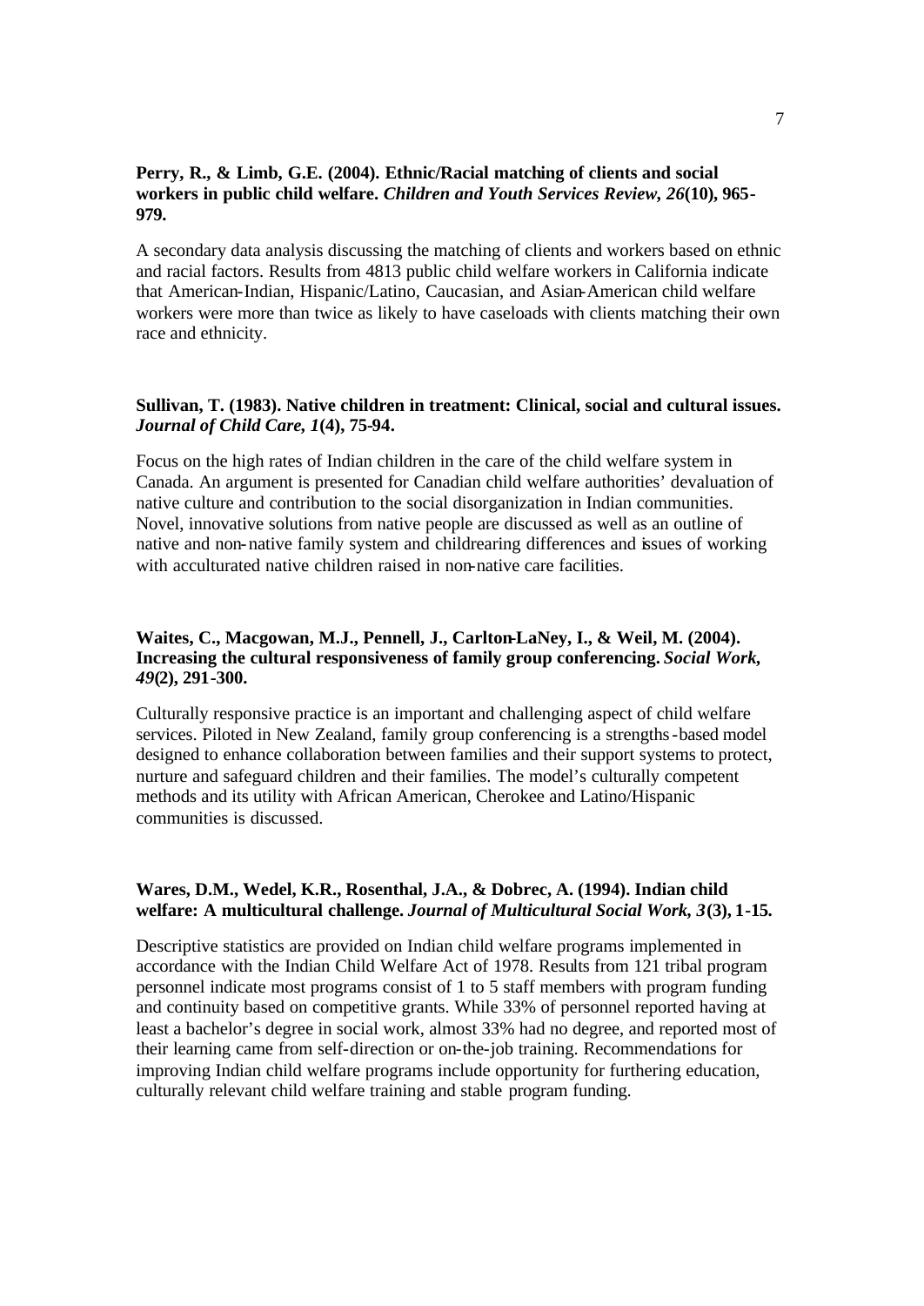**Perry, R., & Limb, G.E. (2004). Ethnic/Racial matching of clients and social workers in public child welfare. *Children and Youth Services Review, 26*(10), 965-979.**

A secondary data analysis discussing the matching of clients and workers based on ethnic and racial factors. Results from 4813 public child welfare workers in California indicate that American-Indian, Hispanic/Latino, Caucasian, and Asian-American child welfare workers were more than twice as likely to have caseloads with clients matching their own race and ethnicity.

**Sullivan, T. (1983). Native children in treatment: Clinical, social and cultural issues. *Journal of Child Care, 1*(4), 75-94.**

Focus on the high rates of Indian children in the care of the child welfare system in Canada. An argument is presented for Canadian child welfare authorities' devaluation of native culture and contribution to the social disorganization in Indian communities. Novel, innovative solutions from native people are discussed as well as an outline of native and non-native family system and childrearing differences and issues of working with acculturated native children raised in non-native care facilities.

**Waites, C., Macgowan, M.J., Pennell, J., Carlton-LaNey, I., & Weil, M. (2004). Increasing the cultural responsiveness of family group conferencing. *Social Work, 49*(2), 291-300.**

Culturally responsive practice is an important and challenging aspect of child welfare services. Piloted in New Zealand, family group conferencing is a strengths-based model designed to enhance collaboration between families and their support systems to protect, nurture and safeguard children and their families. The model's culturally competent methods and its utility with African American, Cherokee and Latino/Hispanic communities is discussed.

**Wares, D.M., Wedel, K.R., Rosenthal, J.A., & Dobrec, A. (1994). Indian child welfare: A multicultural challenge. *Journal of Multicultural Social Work, 3*(3), 1-15.**

Descriptive statistics are provided on Indian child welfare programs implemented in accordance with the Indian Child Welfare Act of 1978. Results from 121 tribal program personnel indicate most programs consist of 1 to 5 staff members with program funding and continuity based on competitive grants. While 33% of personnel reported having at least a bachelor's degree in social work, almost 33% had no degree, and reported most of their learning came from self-direction or on-the-job training. Recommendations for improving Indian child welfare programs include opportunity for furthering education, culturally relevant child welfare training and stable program funding.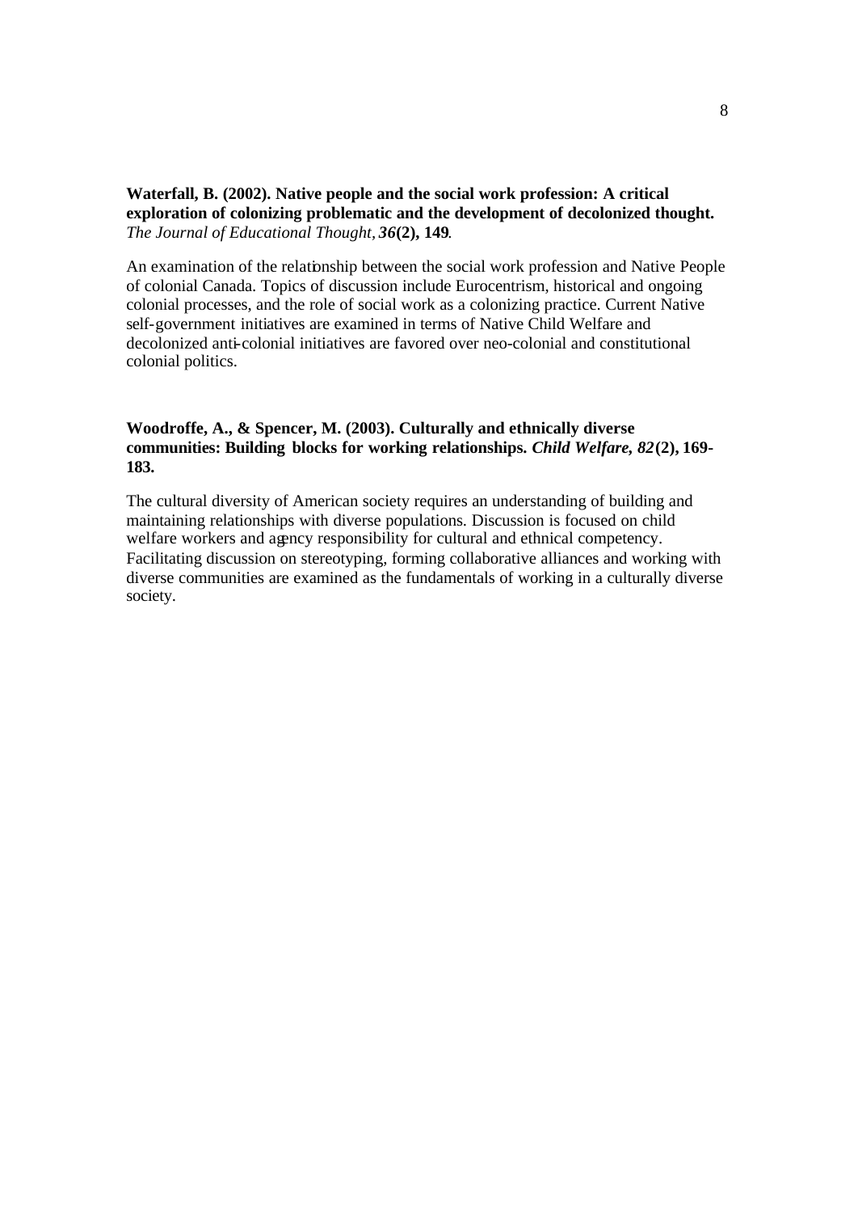**Waterfall, B. (2002). Native people and the social work profession: A critical exploration of colonizing problematic and the development of decolonized thought.** *The Journal of Educational Thought,* ***36*****(2), 149**.

An examination of the relationship between the social work profession and Native People of colonial Canada. Topics of discussion include Eurocentrism, historical and ongoing colonial processes, and the role of social work as a colonizing practice. Current Native self-government initiatives are examined in terms of Native Child Welfare and decolonized anti-colonial initiatives are favored over neo-colonial and constitutional colonial politics.

**Woodroffe, A., & Spencer, M. (2003). Culturally and ethnically diverse communities: Building blocks for working relationships.** ***Child Welfare, 82*****(2), 169-183.**

The cultural diversity of American society requires an understanding of building and maintaining relationships with diverse populations. Discussion is focused on child welfare workers and agency responsibility for cultural and ethnical competency. Facilitating discussion on stereotyping, forming collaborative alliances and working with diverse communities are examined as the fundamentals of working in a culturally diverse society.